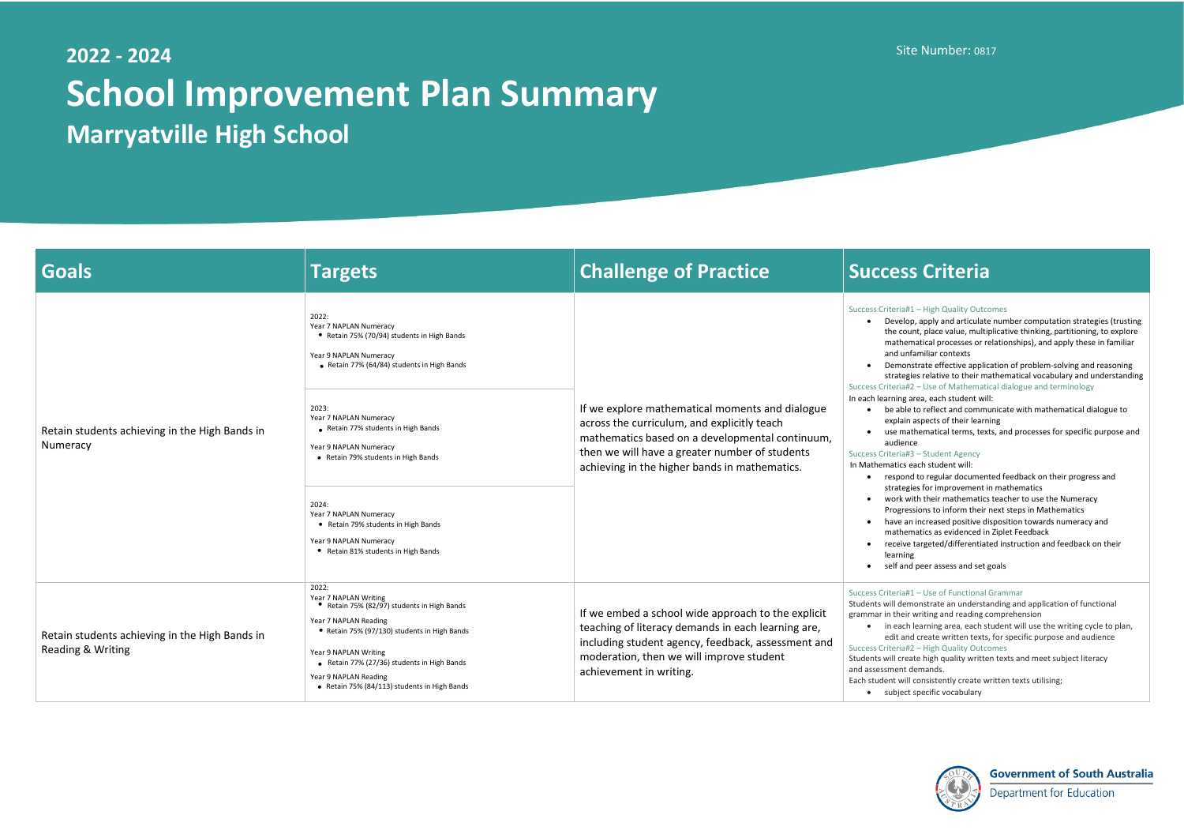# 2022 - 2024

# School Improvement Plan Summary

## Marryatville High School

Site Number: 0817

| Goals | Targets | Challenge of Practice | Success Criteria |
|---|---|---|---|
| Retain students achieving in the High Bands in Numeracy | 2022:<br>Year 7 NAPLAN Numeracy<br>• Retain 75% (70/94) students in High Bands<br><br>Year 9 NAPLAN Numeracy<br>• Retain 77% (64/84) students in High Bands<br><br>2023:<br>Year 7 NAPLAN Numeracy<br>• Retain 77% students in High Bands<br><br>Year 9 NAPLAN Numeracy<br>• Retain 79% students in High Bands<br><br>2024:<br>Year 7 NAPLAN Numeracy<br>• Retain 79% students in High Bands<br><br>Year 9 NAPLAN Numeracy<br>• Retain 81% students in High Bands | If we explore mathematical moments and dialogue across the curriculum, and explicitly teach mathematics based on a developmental continuum, then we will have a greater number of students achieving in the higher bands in mathematics. | Success Criteria#1 – High Quality Outcomes<br>• Develop, apply and articulate number computation strategies (trusting the count, place value, multiplicative thinking, partitioning, to explore mathematical processes or relationships), and apply these in familiar and unfamiliar contexts<br>• Demonstrate effective application of problem-solving and reasoning strategies relative to their mathematical vocabulary and understanding<br>Success Criteria#2 – Use of Mathematical dialogue and terminology<br>In each learning area, each student will:<br>• be able to reflect and communicate with mathematical dialogue to explain aspects of their learning<br>• use mathematical terms, texts, and processes for specific purpose and audience<br>Success Criteria#3 – Student Agency<br>In Mathematics each student will:<br>• respond to regular documented feedback on their progress and strategies for improvement in mathematics<br>• work with their mathematics teacher to use the Numeracy Progressions to inform their next steps in Mathematics<br>• have an increased positive disposition towards numeracy and mathematics as evidenced in Ziplet Feedback<br>• receive targeted/differentiated instruction and feedback on their learning<br>• self and peer assess and set goals |
| Retain students achieving in the High Bands in Reading & Writing | 2022:<br>Year 7 NAPLAN Writing<br>• Retain 75% (82/97) students in High Bands<br><br>Year 7 NAPLAN Reading<br>• Retain 75% (97/130) students in High Bands<br><br>Year 9 NAPLAN Writing<br>• Retain 77% (27/36) students in High Bands<br><br>Year 9 NAPLAN Reading<br>• Retain 75% (84/113) students in High Bands | If we embed a school wide approach to the explicit teaching of literacy demands in each learning are, including student agency, feedback, assessment and moderation, then we will improve student achievement in writing. | Success Criteria#1 – Use of Functional Grammar<br>Students will demonstrate an understanding and application of functional grammar in their writing and reading comprehension<br>• in each learning area, each student will use the writing cycle to plan, edit and create written texts, for specific purpose and audience<br>Success Criteria#2 – High Quality Outcomes<br>Students will create high quality written texts and meet subject literacy and assessment demands.<br>Each student will consistently create written texts utilising;<br>• subject specific vocabulary |

Government of South Australia
Department for Education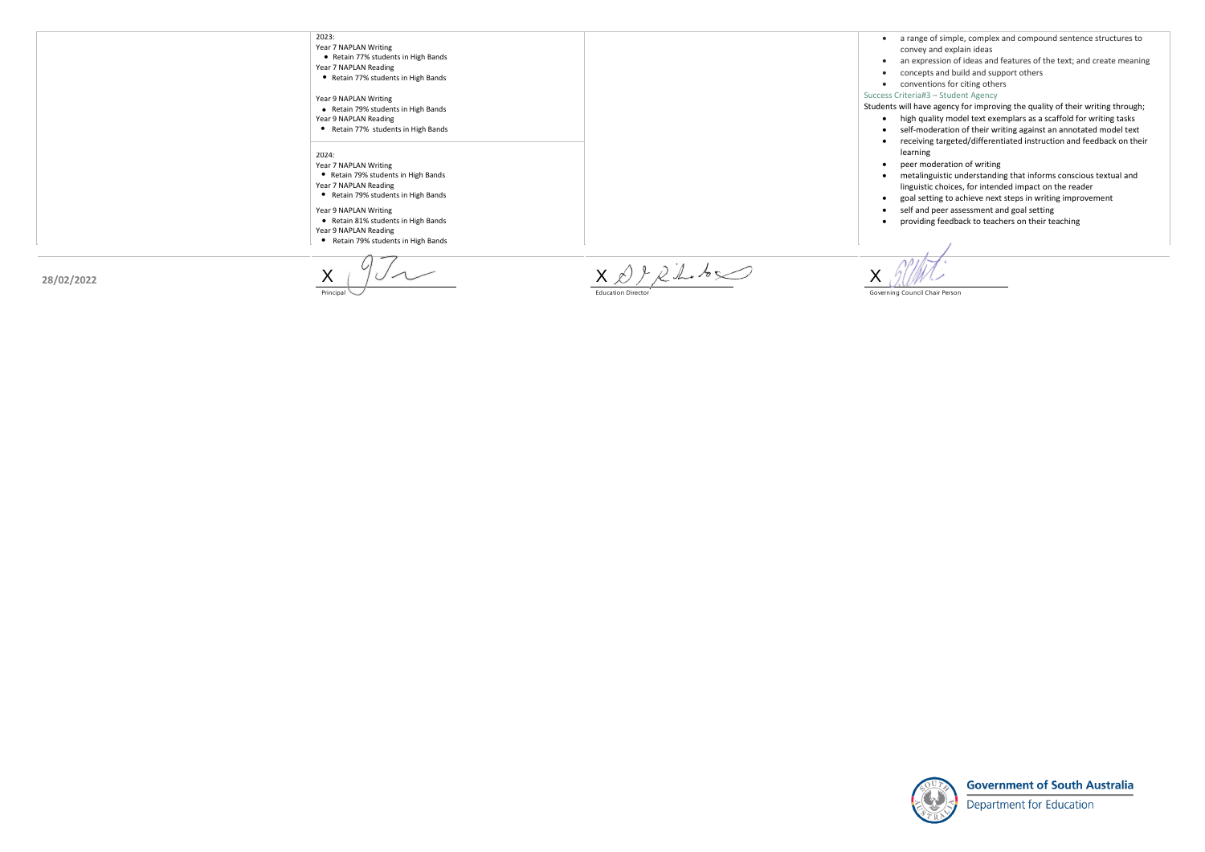| | | | |
|---|---|---|---|
| | 2023:<br>Year 7 NAPLAN Writing<br>• Retain 77% students in High Bands<br>Year 7 NAPLAN Reading<br>• Retain 77% students in High Bands<br><br>Year 9 NAPLAN Writing<br>• Retain 79% students in High Bands<br>Year 9 NAPLAN Reading<br>• Retain 77% students in High Bands<br><br>2024:<br>Year 7 NAPLAN Writing<br>• Retain 79% students in High Bands<br>Year 7 NAPLAN Reading<br>• Retain 79% students in High Bands<br><br>Year 9 NAPLAN Writing<br>• Retain 81% students in High Bands<br>Year 9 NAPLAN Reading<br>• Retain 79% students in High Bands | | • a range of simple, complex and compound sentence structures to convey and explain ideas<br>• an expression of ideas and features of the text; and create meaning<br>• concepts and build and support others<br>• conventions for citing others<br><br>Success Criteria#3 – Student Agency<br>Students will have agency for improving the quality of their writing through;<br>• high quality model text exemplars as a scaffold for writing tasks<br>• self-moderation of their writing against an annotated model text<br>• receiving targeted/differentiated instruction and feedback on their learning<br>• peer moderation of writing<br>• metalinguistic understanding that informs conscious textual and linguistic choices, for intended impact on the reader<br>• goal setting to achieve next steps in writing improvement<br>• self and peer assessment and goal setting<br>• providing feedback to teachers on their teaching |

**28/02/2022**

X ____________________
Principal

X ____________________
Education Director

X ____________________
Governing Council Chair Person

**Government of South Australia**
Department for Education